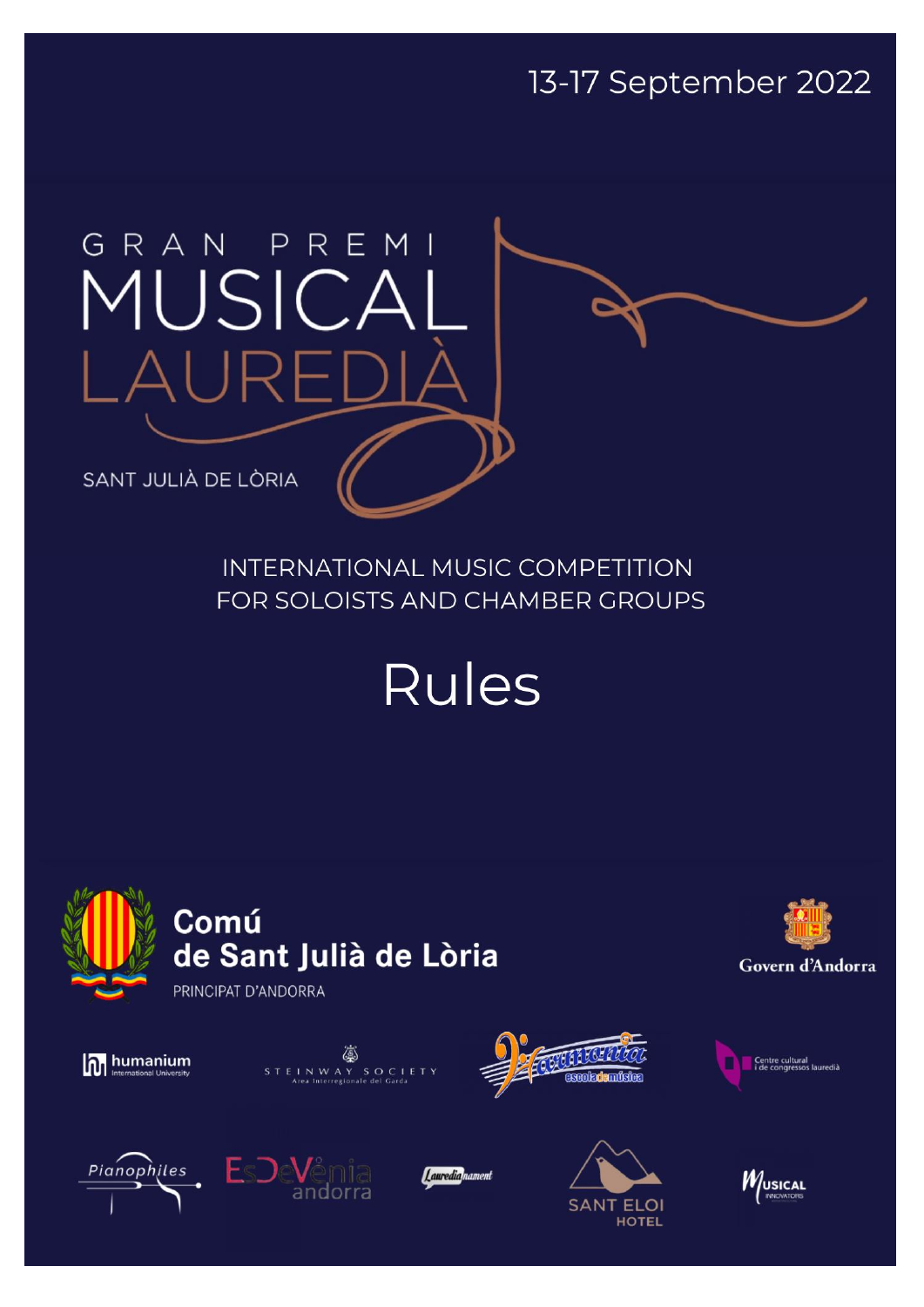13-17 September 2022

# GRAN PREMI MUSICAL LAUREDIÀ

SANT JULIÀ DE LÒRIA

INTERNATIONAL MUSIC COMPETITION
FOR SOLOISTS AND CHAMBER GROUPS

# Rules

Comú de Sant Julià de Lòria
PRINCIPAT D'ANDORRA

Govern d'Andorra

humanium International University

STEINWAY SOCIETY
Area Interregionale del Garda

Harmonia escola de música

Centre cultural i de congressos lauredià

Pianophiles

EsDeVènia andorra

Lauredianament

SANT ELOI HOTEL

Musical Innovators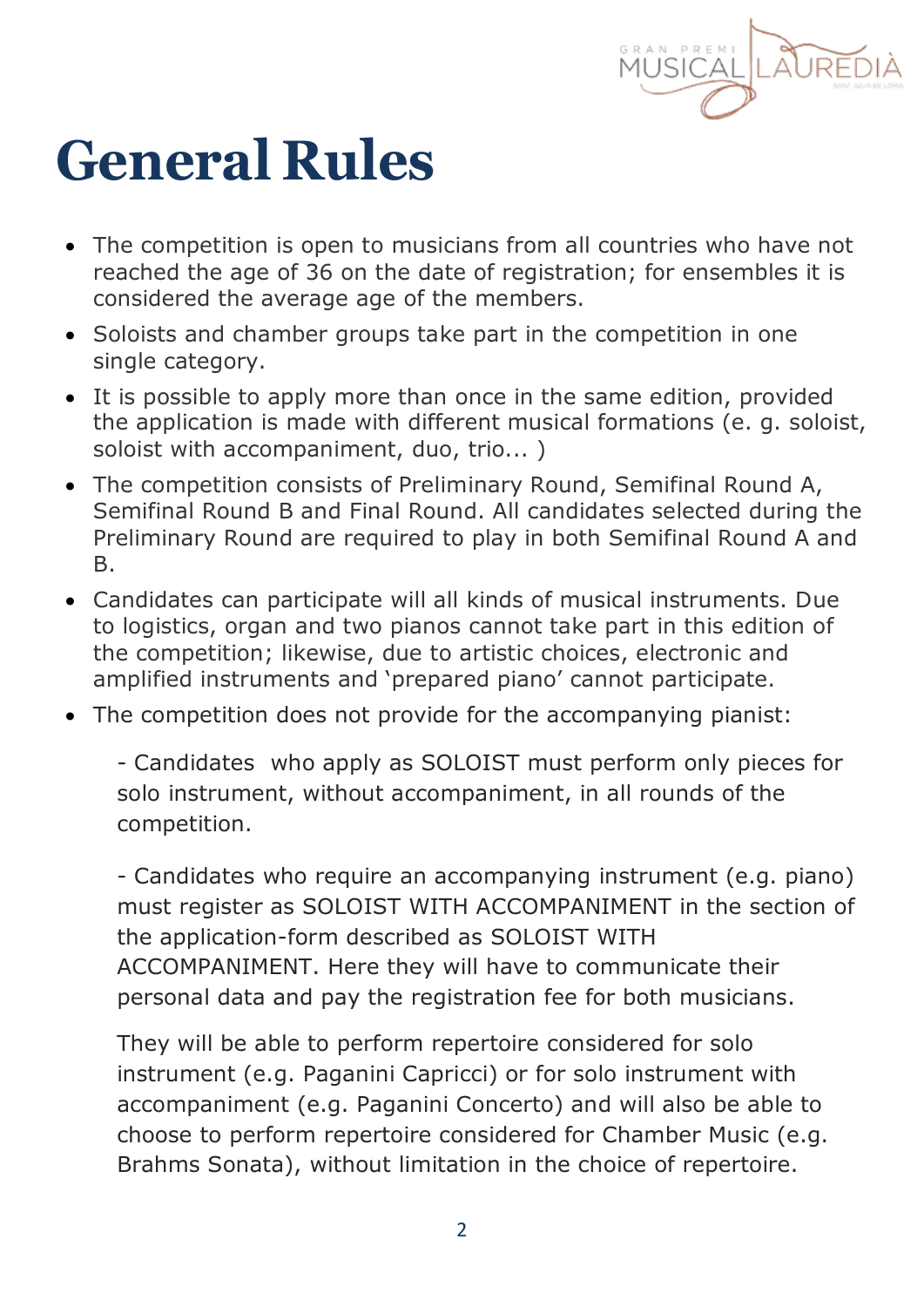# General Rules

- The competition is open to musicians from all countries who have not reached the age of 36 on the date of registration; for ensembles it is considered the average age of the members.
- Soloists and chamber groups take part in the competition in one single category.
- It is possible to apply more than once in the same edition, provided the application is made with different musical formations (e. g. soloist, soloist with accompaniment, duo, trio... )
- The competition consists of Preliminary Round, Semifinal Round A, Semifinal Round B and Final Round. All candidates selected during the Preliminary Round are required to play in both Semifinal Round A and B.
- Candidates can participate will all kinds of musical instruments. Due to logistics, organ and two pianos cannot take part in this edition of the competition; likewise, due to artistic choices, electronic and amplified instruments and 'prepared piano' cannot participate.
- The competition does not provide for the accompanying pianist:

  - Candidates who apply as SOLOIST must perform only pieces for solo instrument, without accompaniment, in all rounds of the competition.

  - Candidates who require an accompanying instrument (e.g. piano) must register as SOLOIST WITH ACCOMPANIMENT in the section of the application-form described as SOLOIST WITH ACCOMPANIMENT. Here they will have to communicate their personal data and pay the registration fee for both musicians.

  They will be able to perform repertoire considered for solo instrument (e.g. Paganini Capricci) or for solo instrument with accompaniment (e.g. Paganini Concerto) and will also be able to choose to perform repertoire considered for Chamber Music (e.g. Brahms Sonata), without limitation in the choice of repertoire.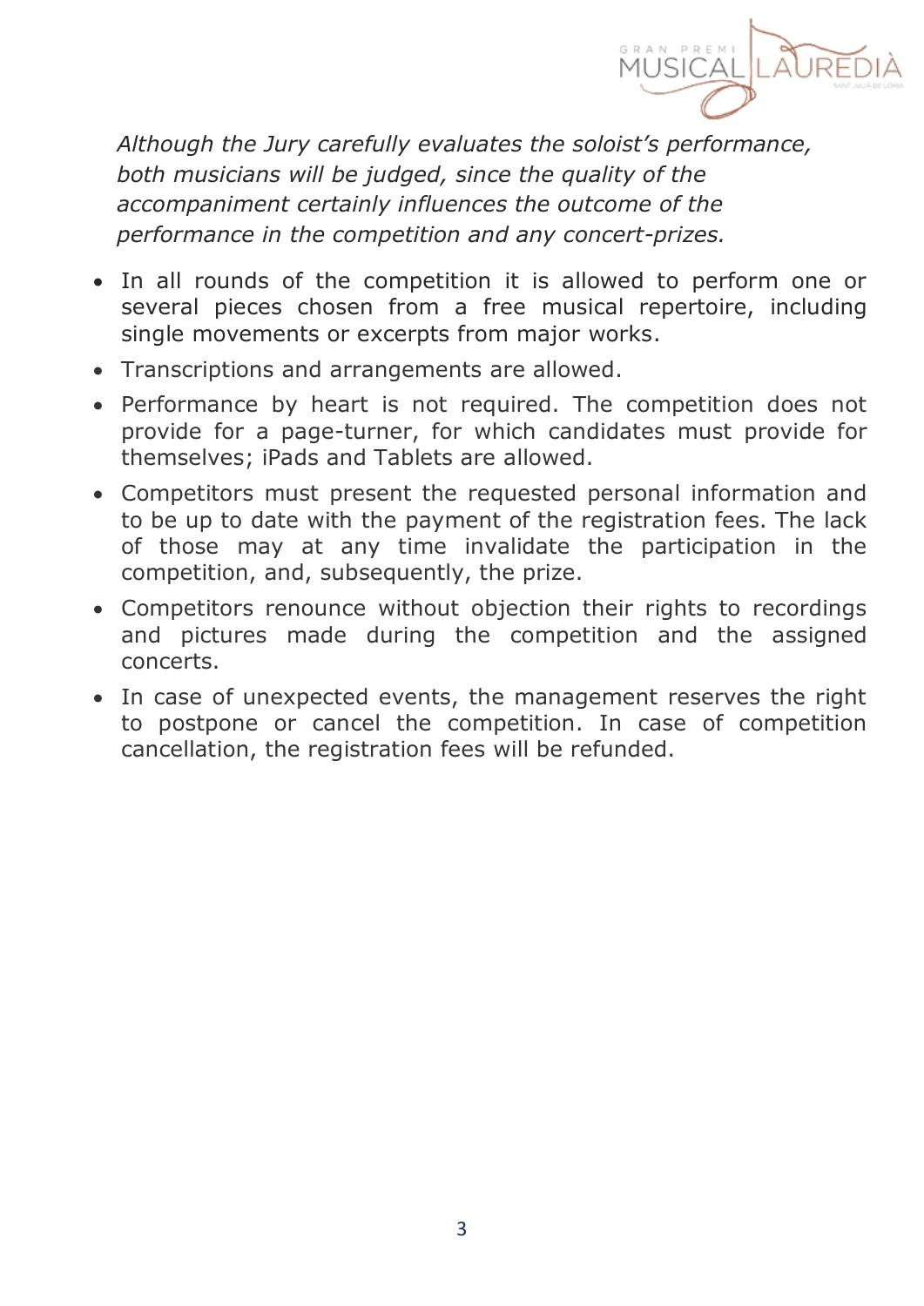*Although the Jury carefully evaluates the soloist's performance, both musicians will be judged, since the quality of the accompaniment certainly influences the outcome of the performance in the competition and any concert-prizes.*

- In all rounds of the competition it is allowed to perform one or several pieces chosen from a free musical repertoire, including single movements or excerpts from major works.
- Transcriptions and arrangements are allowed.
- Performance by heart is not required. The competition does not provide for a page-turner, for which candidates must provide for themselves; iPads and Tablets are allowed.
- Competitors must present the requested personal information and to be up to date with the payment of the registration fees. The lack of those may at any time invalidate the participation in the competition, and, subsequently, the prize.
- Competitors renounce without objection their rights to recordings and pictures made during the competition and the assigned concerts.
- In case of unexpected events, the management reserves the right to postpone or cancel the competition. In case of competition cancellation, the registration fees will be refunded.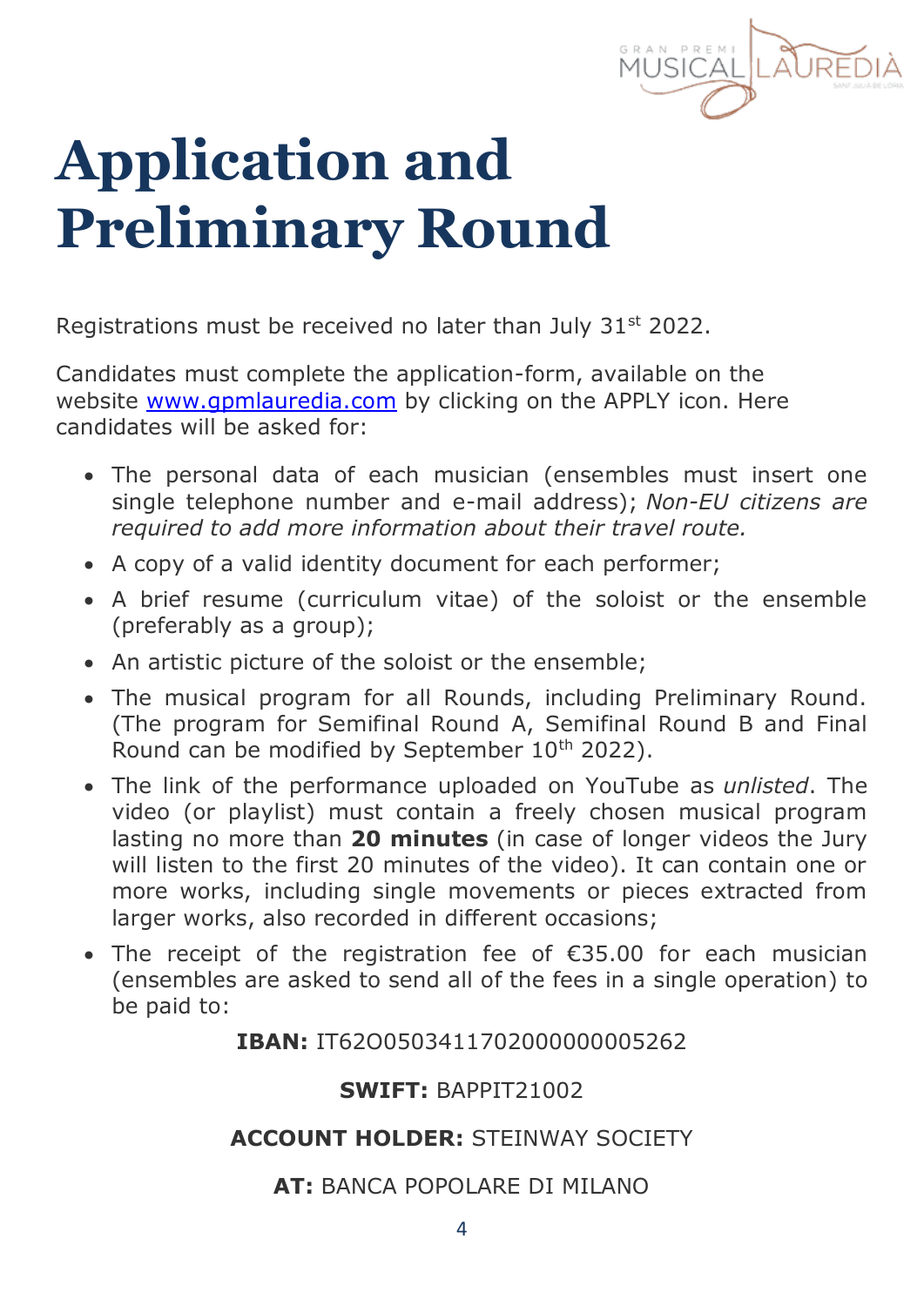# Application and Preliminary Round

Registrations must be received no later than July 31st 2022.

Candidates must complete the application-form, available on the website [www.gpmlauredia.com](http://www.gpmlauredia.com) by clicking on the APPLY icon. Here candidates will be asked for:

- The personal data of each musician (ensembles must insert one single telephone number and e-mail address); *Non-EU citizens are required to add more information about their travel route.*
- A copy of a valid identity document for each performer;
- A brief resume (curriculum vitae) of the soloist or the ensemble (preferably as a group);
- An artistic picture of the soloist or the ensemble;
- The musical program for all Rounds, including Preliminary Round. (The program for Semifinal Round A, Semifinal Round B and Final Round can be modified by September 10th 2022).
- The link of the performance uploaded on YouTube as *unlisted*. The video (or playlist) must contain a freely chosen musical program lasting no more than **20 minutes** (in case of longer videos the Jury will listen to the first 20 minutes of the video). It can contain one or more works, including single movements or pieces extracted from larger works, also recorded in different occasions;
- The receipt of the registration fee of €35.00 for each musician (ensembles are asked to send all of the fees in a single operation) to be paid to:

**IBAN:** IT62O0503411702000000005262

**SWIFT:** BAPPIT21002

**ACCOUNT HOLDER:** STEINWAY SOCIETY

**AT:** BANCA POPOLARE DI MILANO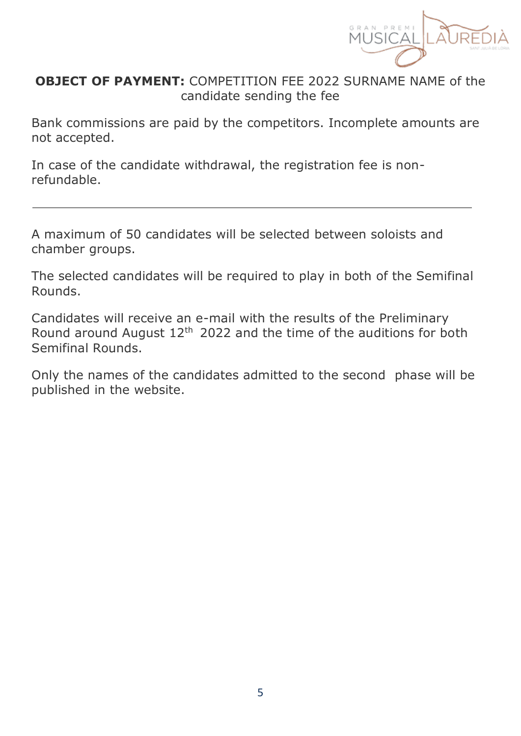**OBJECT OF PAYMENT:** COMPETITION FEE 2022 SURNAME NAME of the candidate sending the fee

Bank commissions are paid by the competitors. Incomplete amounts are not accepted.

In case of the candidate withdrawal, the registration fee is non-refundable.

---

A maximum of 50 candidates will be selected between soloists and chamber groups.

The selected candidates will be required to play in both of the Semifinal Rounds.

Candidates will receive an e-mail with the results of the Preliminary Round around August 12th 2022 and the time of the auditions for both Semifinal Rounds.

Only the names of the candidates admitted to the second phase will be published in the website.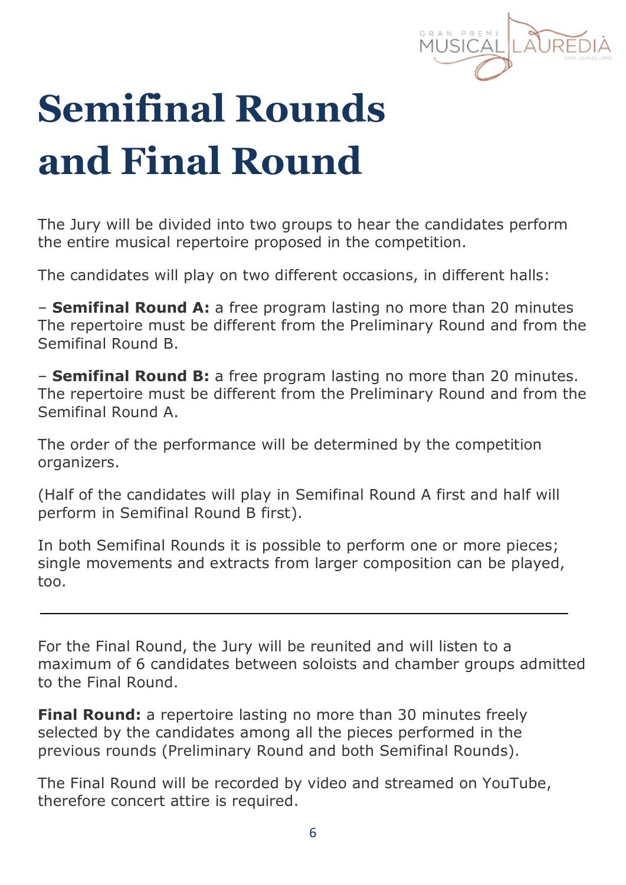# Semifinal Rounds and Final Round

The Jury will be divided into two groups to hear the candidates perform the entire musical repertoire proposed in the competition.

The candidates will play on two different occasions, in different halls:

– **Semifinal Round A:** a free program lasting no more than 20 minutes The repertoire must be different from the Preliminary Round and from the Semifinal Round B.

– **Semifinal Round B:** a free program lasting no more than 20 minutes. The repertoire must be different from the Preliminary Round and from the Semifinal Round A.

The order of the performance will be determined by the competition organizers.

(Half of the candidates will play in Semifinal Round A first and half will perform in Semifinal Round B first).

In both Semifinal Rounds it is possible to perform one or more pieces; single movements and extracts from larger composition can be played, too.

---

For the Final Round, the Jury will be reunited and will listen to a maximum of 6 candidates between soloists and chamber groups admitted to the Final Round.

**Final Round:** a repertoire lasting no more than 30 minutes freely selected by the candidates among all the pieces performed in the previous rounds (Preliminary Round and both Semifinal Rounds).

The Final Round will be recorded by video and streamed on YouTube, therefore concert attire is required.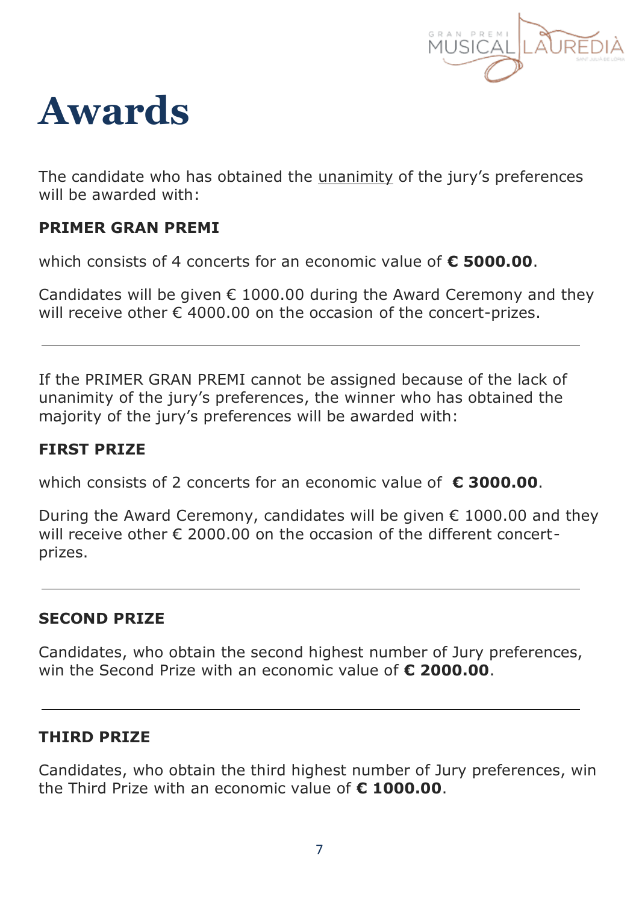# Awards

The candidate who has obtained the <u>unanimity</u> of the jury's preferences will be awarded with:

**PRIMER GRAN PREMI**

which consists of 4 concerts for an economic value of **€ 5000.00**.

Candidates will be given € 1000.00 during the Award Ceremony and they will receive other € 4000.00 on the occasion of the concert-prizes.

---

If the PRIMER GRAN PREMI cannot be assigned because of the lack of unanimity of the jury's preferences, the winner who has obtained the majority of the jury's preferences will be awarded with:

**FIRST PRIZE**

which consists of 2 concerts for an economic value of **€ 3000.00**.

During the Award Ceremony, candidates will be given € 1000.00 and they will receive other € 2000.00 on the occasion of the different concert-prizes.

---

**SECOND PRIZE**

Candidates, who obtain the second highest number of Jury preferences, win the Second Prize with an economic value of **€ 2000.00**.

---

**THIRD PRIZE**

Candidates, who obtain the third highest number of Jury preferences, win the Third Prize with an economic value of **€ 1000.00**.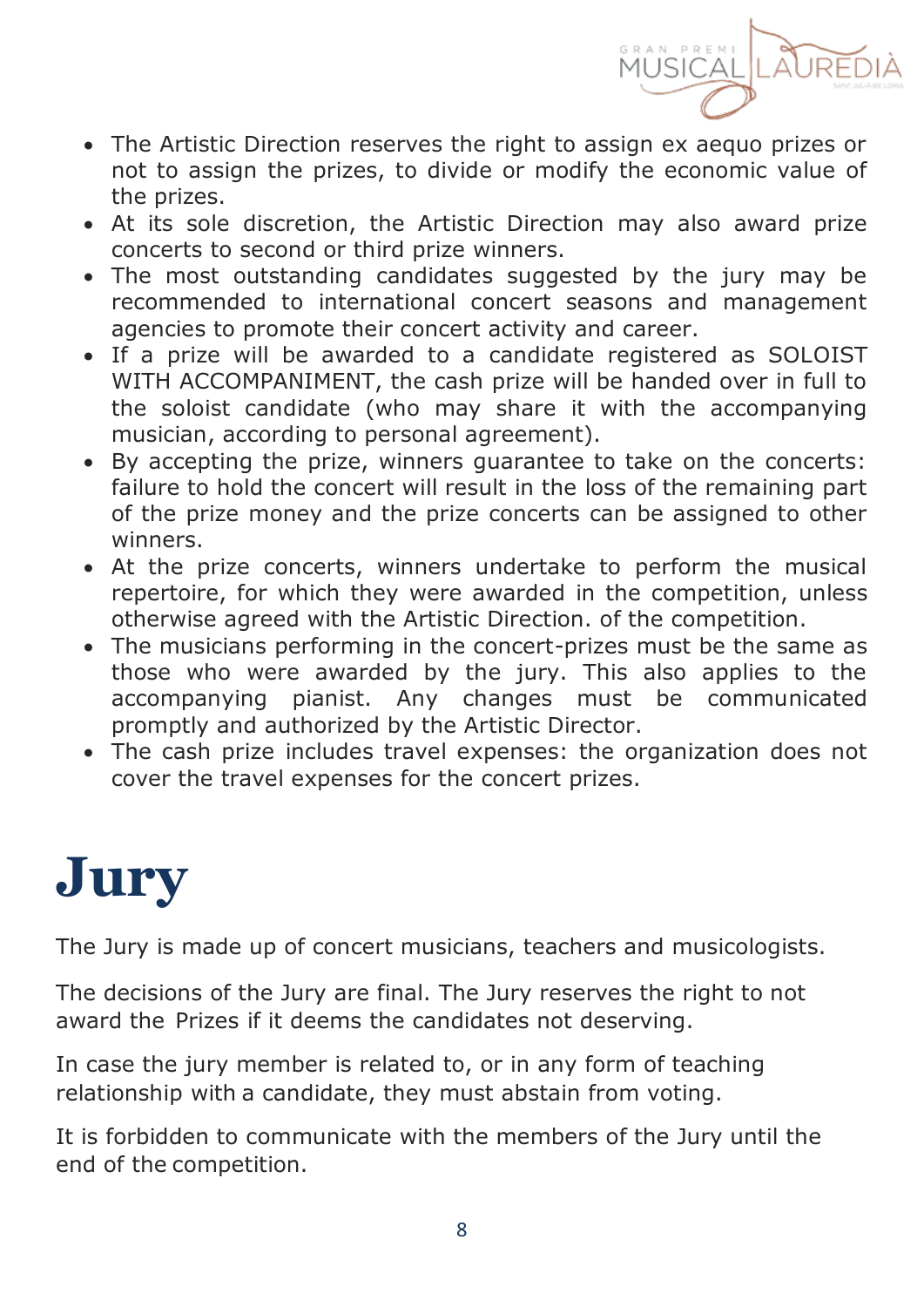- The Artistic Direction reserves the right to assign ex aequo prizes or not to assign the prizes, to divide or modify the economic value of the prizes.
- At its sole discretion, the Artistic Direction may also award prize concerts to second or third prize winners.
- The most outstanding candidates suggested by the jury may be recommended to international concert seasons and management agencies to promote their concert activity and career.
- If a prize will be awarded to a candidate registered as SOLOIST WITH ACCOMPANIMENT, the cash prize will be handed over in full to the soloist candidate (who may share it with the accompanying musician, according to personal agreement).
- By accepting the prize, winners guarantee to take on the concerts: failure to hold the concert will result in the loss of the remaining part of the prize money and the prize concerts can be assigned to other winners.
- At the prize concerts, winners undertake to perform the musical repertoire, for which they were awarded in the competition, unless otherwise agreed with the Artistic Direction. of the competition.
- The musicians performing in the concert-prizes must be the same as those who were awarded by the jury. This also applies to the accompanying pianist. Any changes must be communicated promptly and authorized by the Artistic Director.
- The cash prize includes travel expenses: the organization does not cover the travel expenses for the concert prizes.

# Jury

The Jury is made up of concert musicians, teachers and musicologists.

The decisions of the Jury are final. The Jury reserves the right to not award the Prizes if it deems the candidates not deserving.

In case the jury member is related to, or in any form of teaching relationship with a candidate, they must abstain from voting.

It is forbidden to communicate with the members of the Jury until the end of the competition.